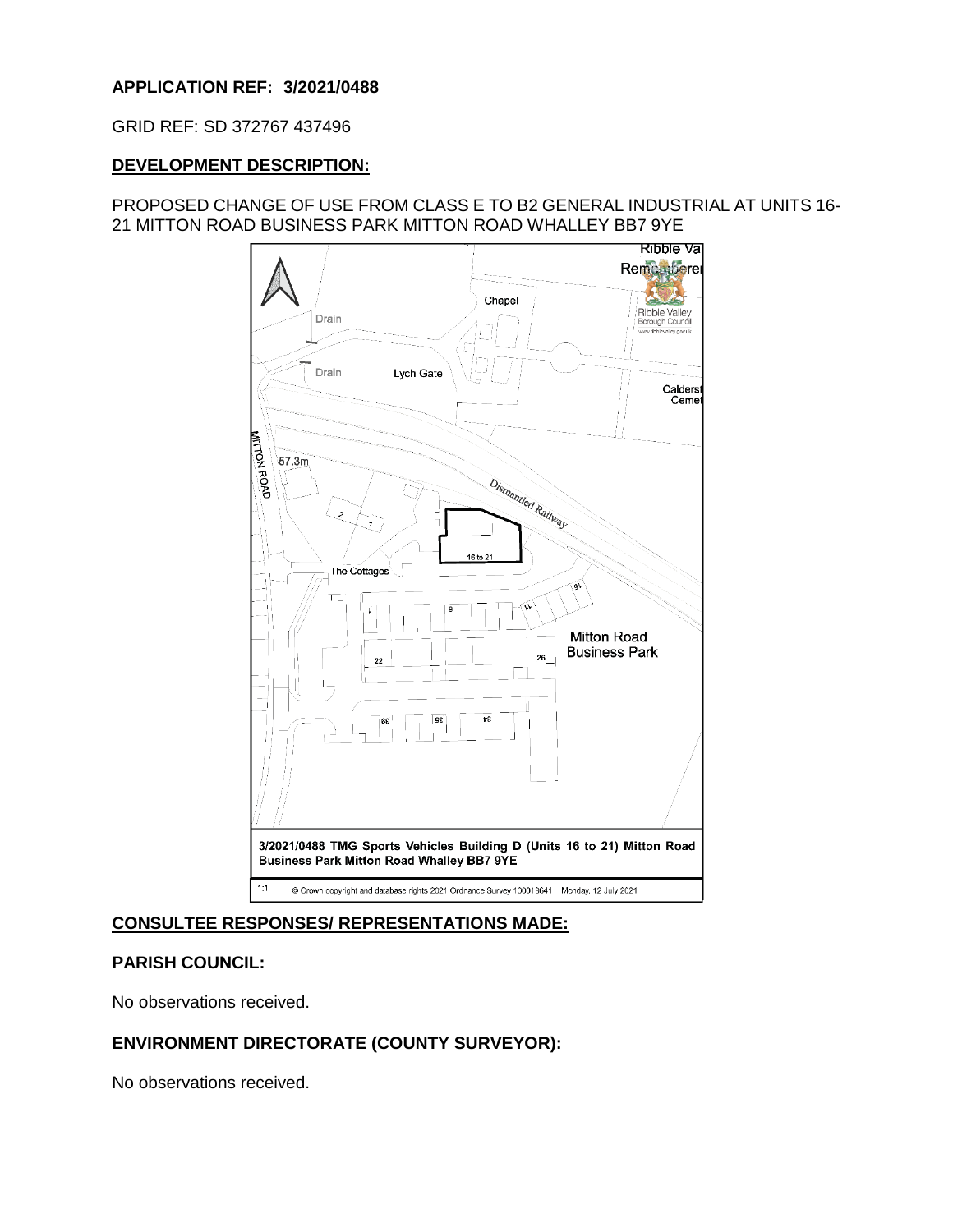**APPLICATION REF: 3/2021/0488**

GRID REF: SD 372767 437496

**DEVELOPMENT DESCRIPTION:**

PROPOSED CHANGE OF USE FROM CLASS E TO B2 GENERAL INDUSTRIAL AT UNITS 16-21 MITTON ROAD BUSINESS PARK MITTON ROAD WHALLEY BB7 9YE

3/2021/0488 TMG Sports Vehicles Building D (Units 16 to 21) Mitton Road Business Park Mitton Road Whalley BB7 9YE

1:1 © Crown copyright and database rights 2021 Ordnance Survey 100018641 Monday, 12 July 2021

**CONSULTEE RESPONSES/ REPRESENTATIONS MADE:**

**PARISH COUNCIL:**

No observations received.

**ENVIRONMENT DIRECTORATE (COUNTY SURVEYOR):**

No observations received.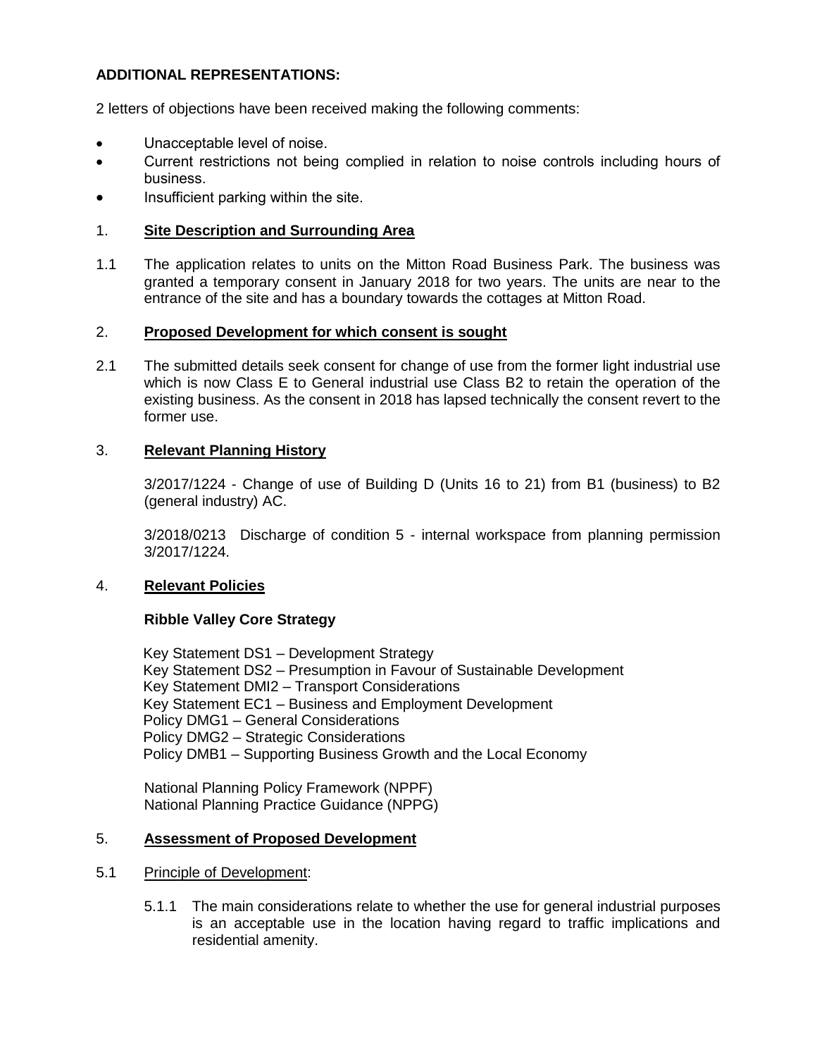**ADDITIONAL REPRESENTATIONS:**

2 letters of objections have been received making the following comments:

- Unacceptable level of noise.
- Current restrictions not being complied in relation to noise controls including hours of business.
- Insufficient parking within the site.

## 1. Site Description and Surrounding Area

1.1 The application relates to units on the Mitton Road Business Park. The business was granted a temporary consent in January 2018 for two years. The units are near to the entrance of the site and has a boundary towards the cottages at Mitton Road.

## 2. Proposed Development for which consent is sought

2.1 The submitted details seek consent for change of use from the former light industrial use which is now Class E to General industrial use Class B2 to retain the operation of the existing business. As the consent in 2018 has lapsed technically the consent revert to the former use.

## 3. Relevant Planning History

3/2017/1224 - Change of use of Building D (Units 16 to 21) from B1 (business) to B2 (general industry) AC.

3/2018/0213 Discharge of condition 5 - internal workspace from planning permission 3/2017/1224.

## 4. Relevant Policies

**Ribble Valley Core Strategy**

Key Statement DS1 – Development Strategy
Key Statement DS2 – Presumption in Favour of Sustainable Development
Key Statement DMI2 – Transport Considerations
Key Statement EC1 – Business and Employment Development
Policy DMG1 – General Considerations
Policy DMG2 – Strategic Considerations
Policy DMB1 – Supporting Business Growth and the Local Economy

National Planning Policy Framework (NPPF)
National Planning Practice Guidance (NPPG)

## 5. Assessment of Proposed Development

5.1 Principle of Development:

5.1.1 The main considerations relate to whether the use for general industrial purposes is an acceptable use in the location having regard to traffic implications and residential amenity.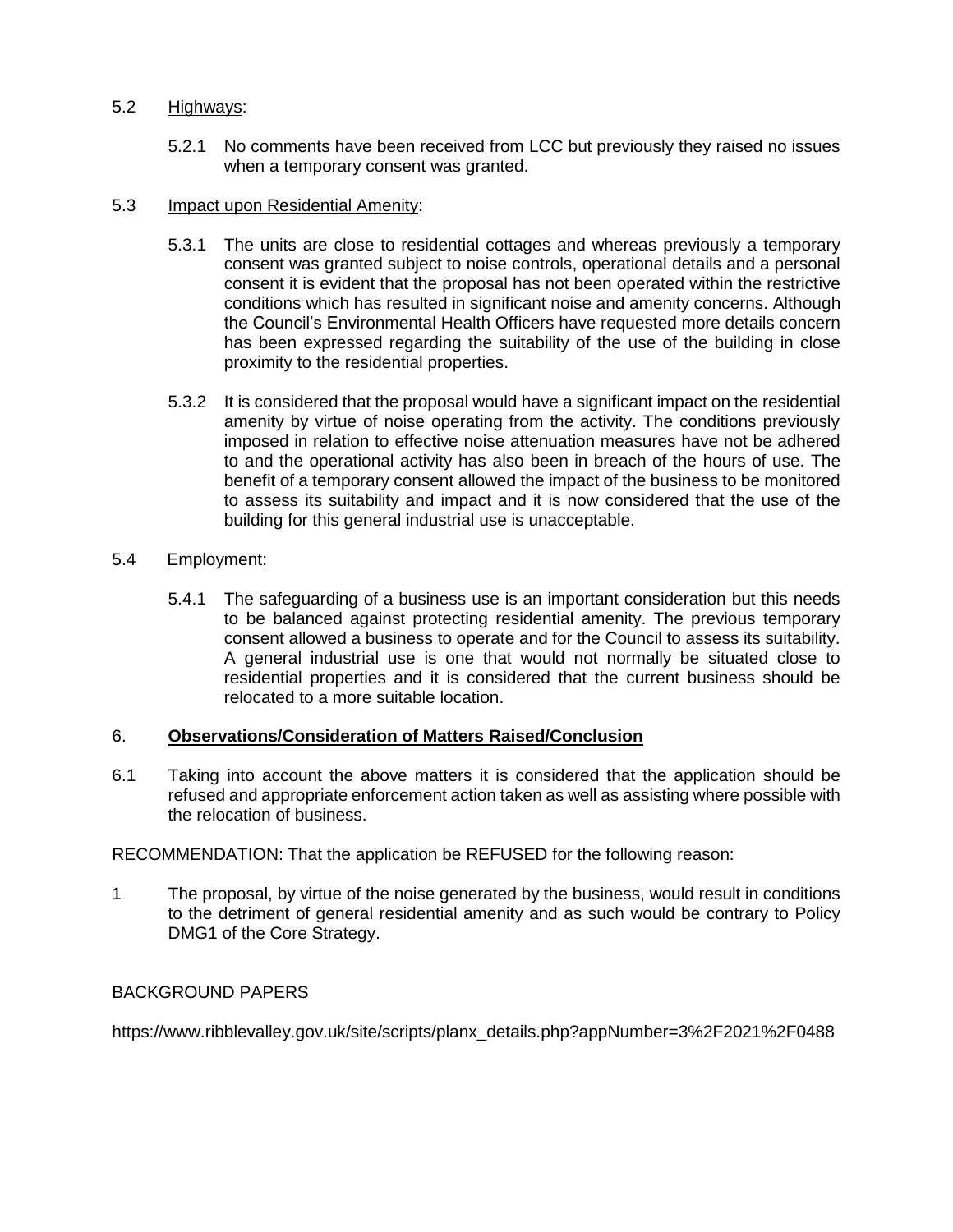5.2 Highways:

5.2.1 No comments have been received from LCC but previously they raised no issues when a temporary consent was granted.

5.3 Impact upon Residential Amenity:

5.3.1 The units are close to residential cottages and whereas previously a temporary consent was granted subject to noise controls, operational details and a personal consent it is evident that the proposal has not been operated within the restrictive conditions which has resulted in significant noise and amenity concerns. Although the Council's Environmental Health Officers have requested more details concern has been expressed regarding the suitability of the use of the building in close proximity to the residential properties.

5.3.2 It is considered that the proposal would have a significant impact on the residential amenity by virtue of noise operating from the activity. The conditions previously imposed in relation to effective noise attenuation measures have not be adhered to and the operational activity has also been in breach of the hours of use. The benefit of a temporary consent allowed the impact of the business to be monitored to assess its suitability and impact and it is now considered that the use of the building for this general industrial use is unacceptable.

5.4 Employment:

5.4.1 The safeguarding of a business use is an important consideration but this needs to be balanced against protecting residential amenity. The previous temporary consent allowed a business to operate and for the Council to assess its suitability. A general industrial use is one that would not normally be situated close to residential properties and it is considered that the current business should be relocated to a more suitable location.

## 6. Observations/Consideration of Matters Raised/Conclusion

6.1 Taking into account the above matters it is considered that the application should be refused and appropriate enforcement action taken as well as assisting where possible with the relocation of business.

RECOMMENDATION: That the application be REFUSED for the following reason:

1 The proposal, by virtue of the noise generated by the business, would result in conditions to the detriment of general residential amenity and as such would be contrary to Policy DMG1 of the Core Strategy.

BACKGROUND PAPERS

https://www.ribblevalley.gov.uk/site/scripts/planx_details.php?appNumber=3%2F2021%2F0488